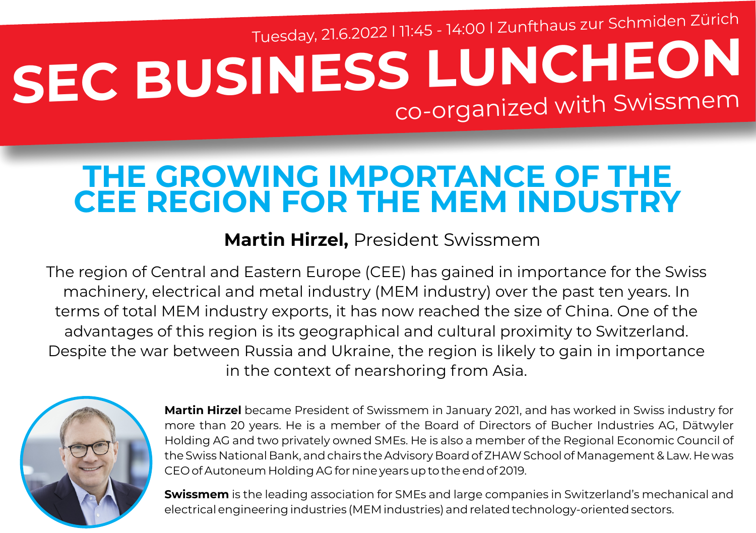Tuesday, 21.6.2022 | 11:45 - 14:00 | Zunfthaus zur Schmiden Zürich

# SEC BUSINESS LUNCHEON

co-organized with Swissmem

## THE GROWING IMPORTANCE OF THE CEE REGION FOR THE MEM INDUSTRY

**Martin Hirzel,** President Swissmem

The region of Central and Eastern Europe (CEE) has gained in importance for the Swiss machinery, electrical and metal industry (MEM industry) over the past ten years. In terms of total MEM industry exports, it has now reached the size of China. One of the advantages of this region is its geographical and cultural proximity to Switzerland. Despite the war between Russia and Ukraine, the region is likely to gain in importance in the context of nearshoring from Asia.

**Martin Hirzel** became President of Swissmem in January 2021, and has worked in Swiss industry for more than 20 years. He is a member of the Board of Directors of Bucher Industries AG, Dätwyler Holding AG and two privately owned SMEs. He is also a member of the Regional Economic Council of the Swiss National Bank, and chairs the Advisory Board of ZHAW School of Management & Law. He was CEO of Autoneum Holding AG for nine years up to the end of 2019.

**Swissmem** is the leading association for SMEs and large companies in Switzerland's mechanical and electrical engineering industries (MEM industries) and related technology-oriented sectors.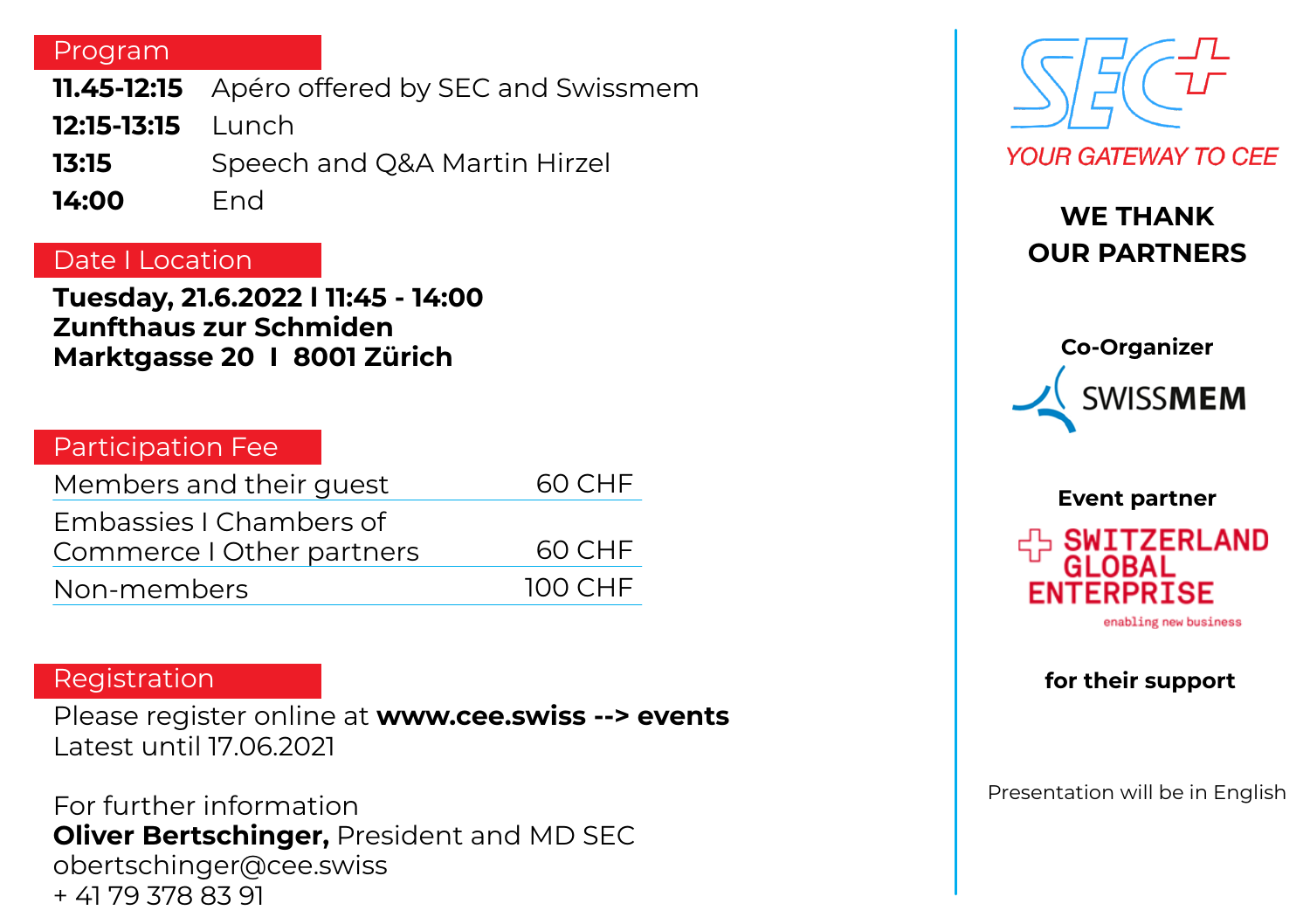## Program

| | |
|---|---|
| **11.45-12:15** | Apéro offered by SEC and Swissmem |
| **12:15-13:15** | Lunch |
| **13:15** | Speech and Q&A Martin Hirzel |
| **14:00** | End |

## Date I Location

**Tuesday, 21.6.2022 I 11:45 - 14:00**
**Zunfthaus zur Schmiden**
**Marktgasse 20 I 8001 Zürich**

## Participation Fee

| | |
|---|---|
| Members and their guest | 60 CHF |
| Embassies I Chambers of Commerce I Other partners | 60 CHF |
| Non-members | 100 CHF |

## Registration

Please register online at **www.cee.swiss --> events**
Latest until 17.06.2021

For further information
**Oliver Bertschinger,** President and MD SEC
obertschinger@cee.swiss
+ 41 79 378 83 91

SEC+
YOUR GATEWAY TO CEE

**WE THANK OUR PARTNERS**

**Co-Organizer**

SWISSMEM

**Event partner**

SWITZERLAND GLOBAL ENTERPRISE
enabling new business

**for their support**

Presentation will be in English